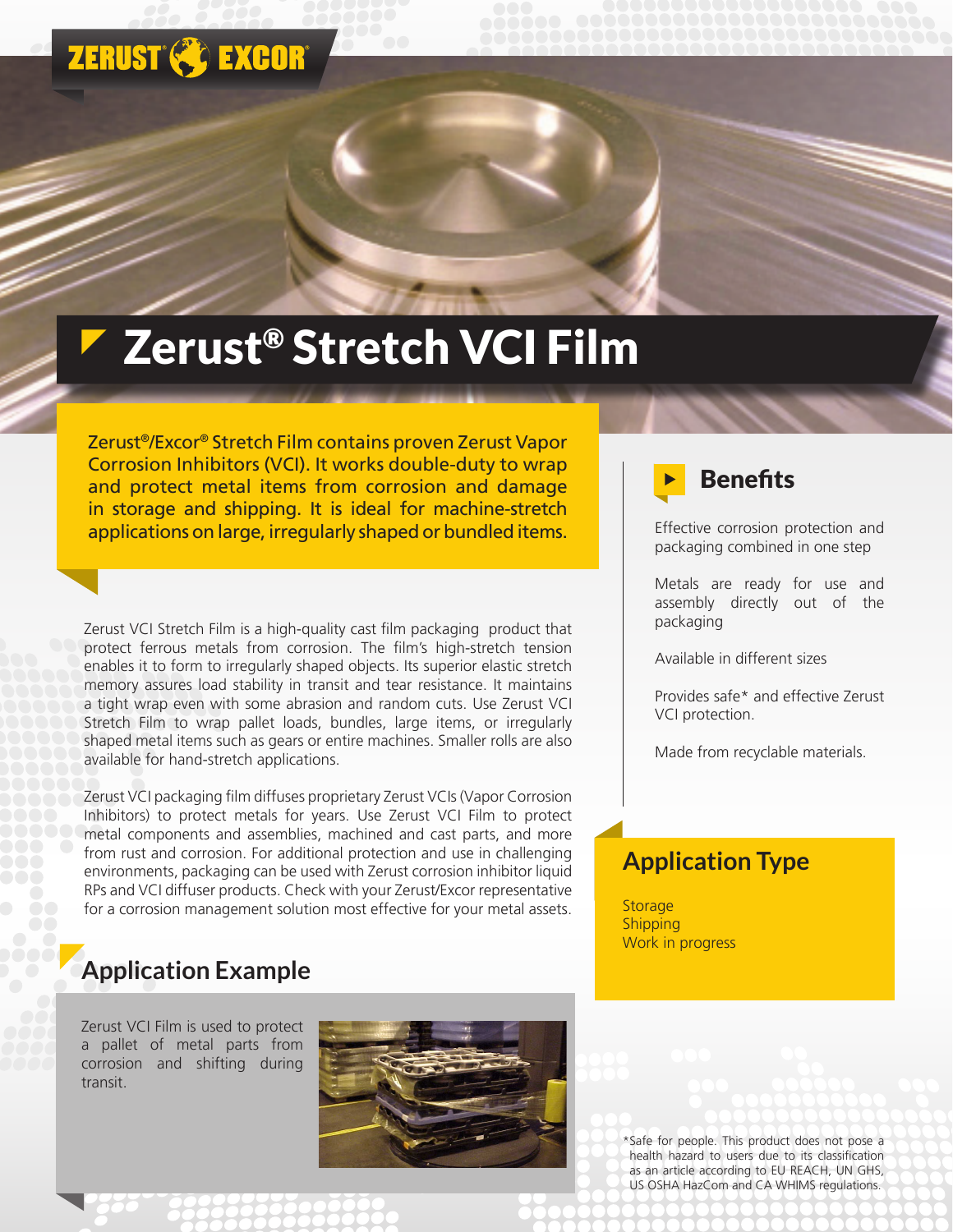ZERUST® EXCOR®

# Zerust® Stretch VCI Film

**Zerust®/Excor® Stretch Film contains proven Zerust Vapor Corrosion Inhibitors (VCI). It works double-duty to wrap and protect metal items from corrosion and damage in storage and shipping. It is ideal for machine-stretch applications on large, irregularly shaped or bundled items.**

Zerust VCI Stretch Film is a high-quality cast film packaging product that protect ferrous metals from corrosion. The film's high-stretch tension enables it to form to irregularly shaped objects. Its superior elastic stretch memory assures load stability in transit and tear resistance. It maintains a tight wrap even with some abrasion and random cuts. Use Zerust VCI Stretch Film to wrap pallet loads, bundles, large items, or irregularly shaped metal items such as gears or entire machines. Smaller rolls are also available for hand-stretch applications.

Zerust VCI packaging film diffuses proprietary Zerust VCIs (Vapor Corrosion Inhibitors) to protect metals for years. Use Zerust VCI Film to protect metal components and assemblies, machined and cast parts, and more from rust and corrosion. For additional protection and use in challenging environments, packaging can be used with Zerust corrosion inhibitor liquid RPs and VCI diffuser products. Check with your Zerust/Excor representative for a corrosion management solution most effective for your metal assets.

## Application Example

Zerust VCI Film is used to protect a pallet of metal parts from corrosion and shifting during transit.

## Benefits

Effective corrosion protection and packaging combined in one step

Metals are ready for use and assembly directly out of the packaging

Available in different sizes

Provides safe* and effective Zerust VCI protection.

Made from recyclable materials.

## Application Type

Storage
Shipping
Work in progress

*Safe for people. This product does not pose a health hazard to users due to its classification as an article according to EU REACH, UN GHS, US OSHA HazCom and CA WHIMS regulations.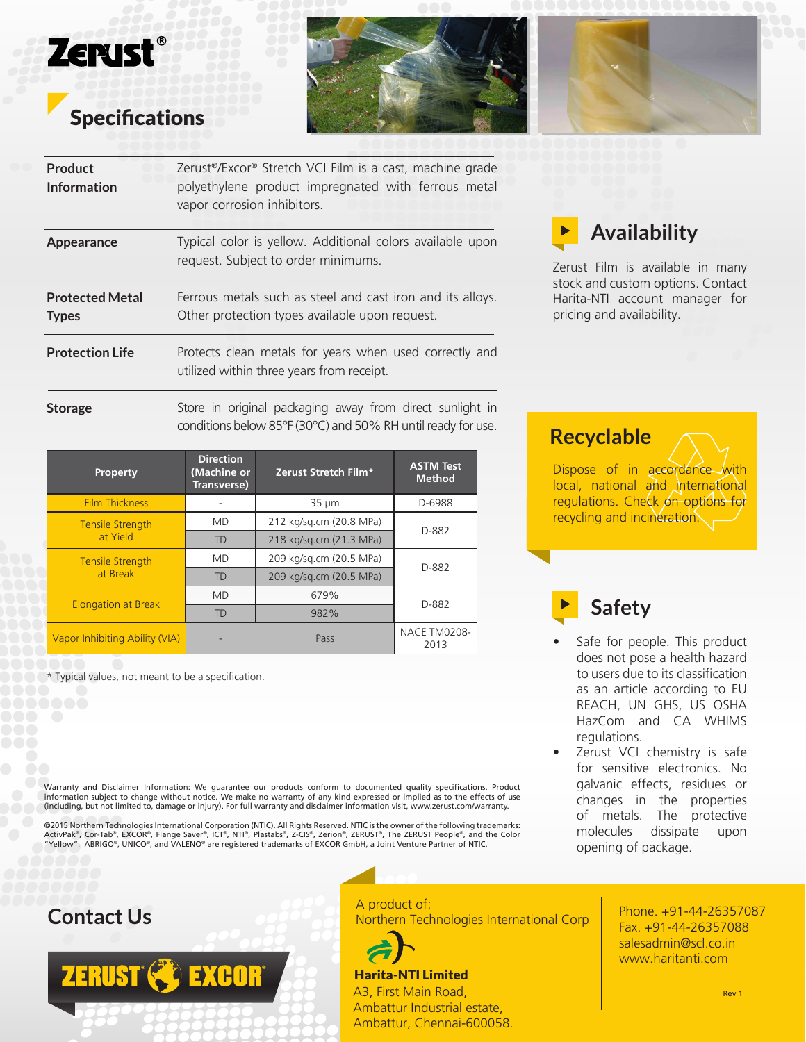# Zerust®

## Specifications

| | |
|---|---|
| **Product Information** | Zerust®/Excor® Stretch VCI Film is a cast, machine grade polyethylene product impregnated with ferrous metal vapor corrosion inhibitors. |
| **Appearance** | Typical color is yellow. Additional colors available upon request. Subject to order minimums. |
| **Protected Metal Types** | Ferrous metals such as steel and cast iron and its alloys. Other protection types available upon request. |
| **Protection Life** | Protects clean metals for years when used correctly and utilized within three years from receipt. |
| **Storage** | Store in original packaging away from direct sunlight in conditions below 85°F (30°C) and 50% RH until ready for use. |

| Property | Direction (Machine or Transverse) | Zerust Stretch Film* | ASTM Test Method |
|---|---|---|---|
| Film Thickness | - | 35 µm | D-6988 |
| Tensile Strength at Yield | MD | 212 kg/sq.cm (20.8 MPa) | D-882 |
| | TD | 218 kg/sq.cm (21.3 MPa) | |
| Tensile Strength at Break | MD | 209 kg/sq.cm (20.5 MPa) | D-882 |
| | TD | 209 kg/sq.cm (20.5 MPa) | |
| Elongation at Break | MD | 679% | D-882 |
| | TD | 982% | |
| Vapor Inhibiting Ability (VIA) | - | Pass | NACE TM0208-2013 |

\* Typical values, not meant to be a specification.

## Availability

Zerust Film is available in many stock and custom options. Contact Harita-NTI account manager for pricing and availability.

## Recyclable

Dispose of in accordance with local, national and international regulations. Check on options for recycling and incineration.

## Safety

- Safe for people. This product does not pose a health hazard to users due to its classification as an article according to EU REACH, UN GHS, US OSHA HazCom and CA WHIMS regulations.
- Zerust VCI chemistry is safe for sensitive electronics. No galvanic effects, residues or changes in the properties of metals. The protective molecules dissipate upon opening of package.

Warranty and Disclaimer Information: We guarantee our products conform to documented quality specifications. Product information subject to change without notice. We make no warranty of any kind expressed or implied as to the effects of use (including, but not limited to, damage or injury). For full warranty and disclaimer information visit, www.zerust.com/warranty.

©2015 Northern Technologies International Corporation (NTIC). All Rights Reserved. NTIC is the owner of the following trademarks: ActivPak®, Cor-Tab®, EXCOR®, Flange Saver®, ICT®, NTI®, Plastabs®, Z-CIS®, Zerion®, ZERUST®, The ZERUST People®, and the Color "Yellow". ABRIGO®, UNICO®, and VALENO® are registered trademarks of EXCOR GmbH, a Joint Venture Partner of NTIC.

## Contact Us

ZERUST® EXCOR®

A product of:
Northern Technologies International Corp

**Harita-NTI Limited**
A3, First Main Road,
Ambattur Industrial estate,
Ambattur, Chennai-600058.

Phone. +91-44-26357087
Fax. +91-44-26357088
salesadmin@scl.co.in
www.haritanti.com

Rev 1